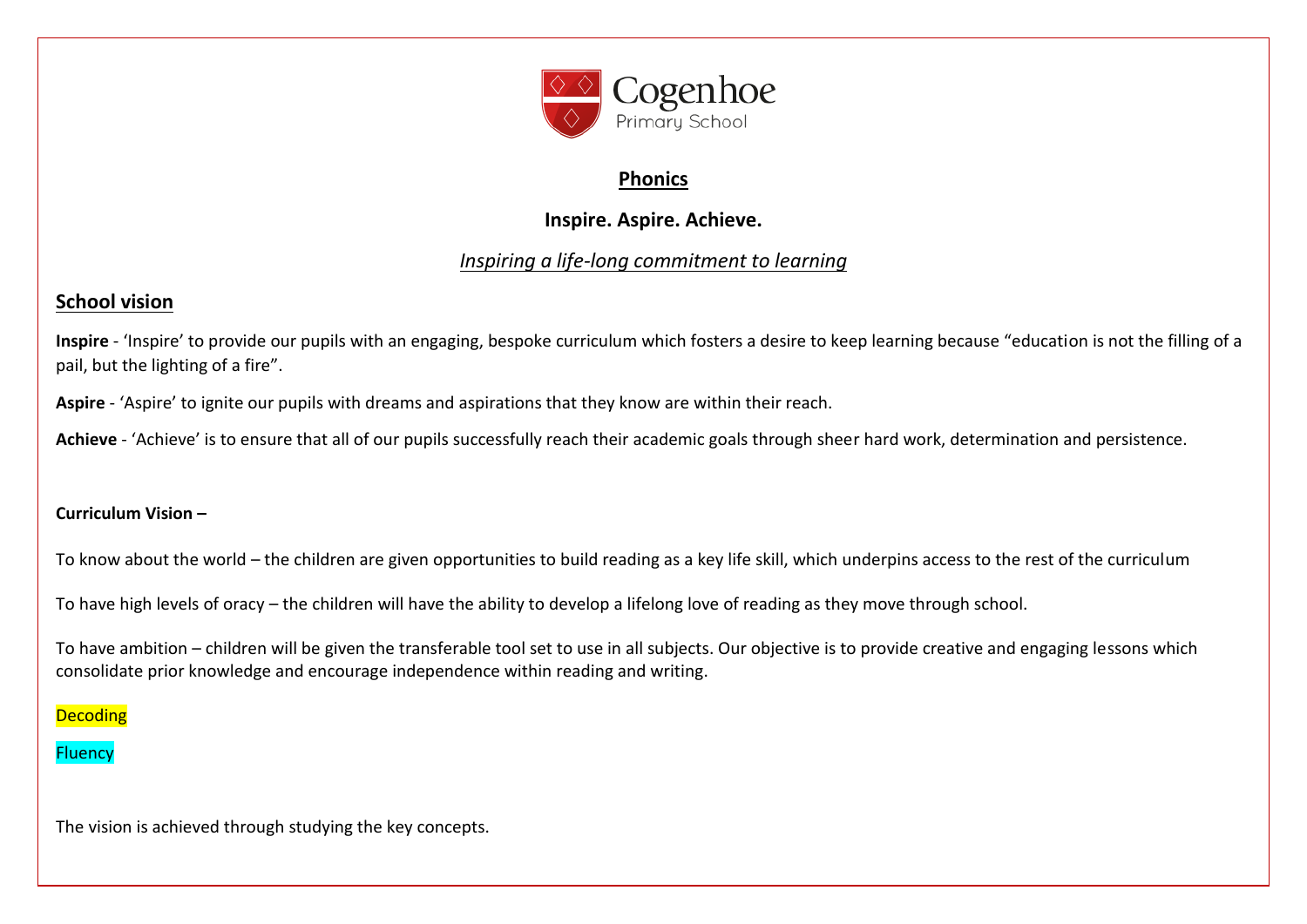Cogenhoe
Primary School

# Phonics

**Inspire. Aspire. Achieve.**

*Inspiring a life-long commitment to learning*

## School vision

**Inspire** - 'Inspire' to provide our pupils with an engaging, bespoke curriculum which fosters a desire to keep learning because "education is not the filling of a pail, but the lighting of a fire".

**Aspire** - 'Aspire' to ignite our pupils with dreams and aspirations that they know are within their reach.

**Achieve** - 'Achieve' is to ensure that all of our pupils successfully reach their academic goals through sheer hard work, determination and persistence.

**Curriculum Vision –**

To know about the world – the children are given opportunities to build reading as a key life skill, which underpins access to the rest of the curriculum

To have high levels of oracy – the children will have the ability to develop a lifelong love of reading as they move through school.

To have ambition – children will be given the transferable tool set to use in all subjects. Our objective is to provide creative and engaging lessons which consolidate prior knowledge and encourage independence within reading and writing.

Decoding

Fluency

The vision is achieved through studying the key concepts.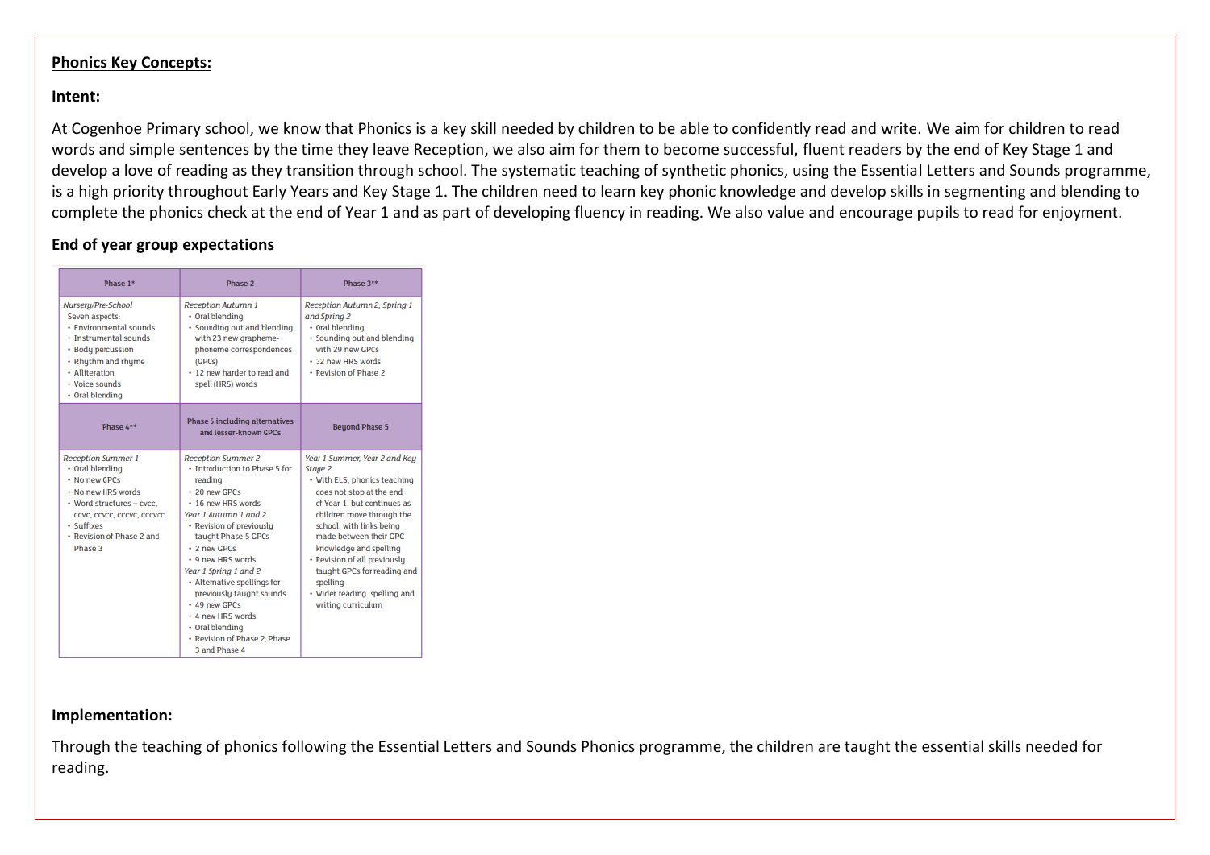**Phonics Key Concepts:**

**Intent:**

At Cogenhoe Primary school, we know that Phonics is a key skill needed by children to be able to confidently read and write. We aim for children to read words and simple sentences by the time they leave Reception, we also aim for them to become successful, fluent readers by the end of Key Stage 1 and develop a love of reading as they transition through school. The systematic teaching of synthetic phonics, using the Essential Letters and Sounds programme, is a high priority throughout Early Years and Key Stage 1. The children need to learn key phonic knowledge and develop skills in segmenting and blending to complete the phonics check at the end of Year 1 and as part of developing fluency in reading. We also value and encourage pupils to read for enjoyment.

**End of year group expectations**

| Phase 1* | Phase 2 | Phase 3** |
|---|---|---|
| *Nursery/Pre-School*<br>Seven aspects:<br>• Environmental sounds<br>• Instrumental sounds<br>• Body percussion<br>• Rhythm and rhyme<br>• Alliteration<br>• Voice sounds<br>• Oral blending | *Reception Autumn 1*<br>• Oral blending<br>• Sounding out and blending with 23 new grapheme-phoneme correspondences (GPCs)<br>• 12 new harder to read and spell (HRS) words | *Reception Autumn 2, Spring 1 and Spring 2*<br>• Oral blending<br>• Sounding out and blending with 29 new GPCs<br>• 32 new HRS words<br>• Revision of Phase 2 |
| **Phase 4**** | **Phase 5 including alternatives and lesser-known GPCs** | **Beyond Phase 5** |
| *Reception Summer 1*<br>• Oral blending<br>• No new GPCs<br>• No new HRS words<br>• Word structures – cvcc, ccvc, ccvcc, cccvc, cccvcc<br>• Suffixes<br>• Revision of Phase 2 and Phase 3 | *Reception Summer 2*<br>• Introduction to Phase 5 for reading<br>• 20 new GPCs<br>• 16 new HRS words<br>*Year 1 Autumn 1 and 2*<br>• Revision of previously taught Phase 5 GPCs<br>• 2 new GPCs<br>• 9 new HRS words<br>*Year 1 Spring 1 and 2*<br>• Alternative spellings for previously taught sounds<br>• 49 new GPCs<br>• 4 new HRS words<br>• Oral blending<br>• Revision of Phase 2, Phase 3 and Phase 4 | *Year 1 Summer, Year 2 and Key Stage 2*<br>• With ELS, phonics teaching does not stop at the end of Year 1, but continues as children move through the school, with links being made between their GPC knowledge and spelling<br>• Revision of all previously taught GPCs for reading and spelling<br>• Wider reading, spelling and writing curriculum |

**Implementation:**

Through the teaching of phonics following the Essential Letters and Sounds Phonics programme, the children are taught the essential skills needed for reading.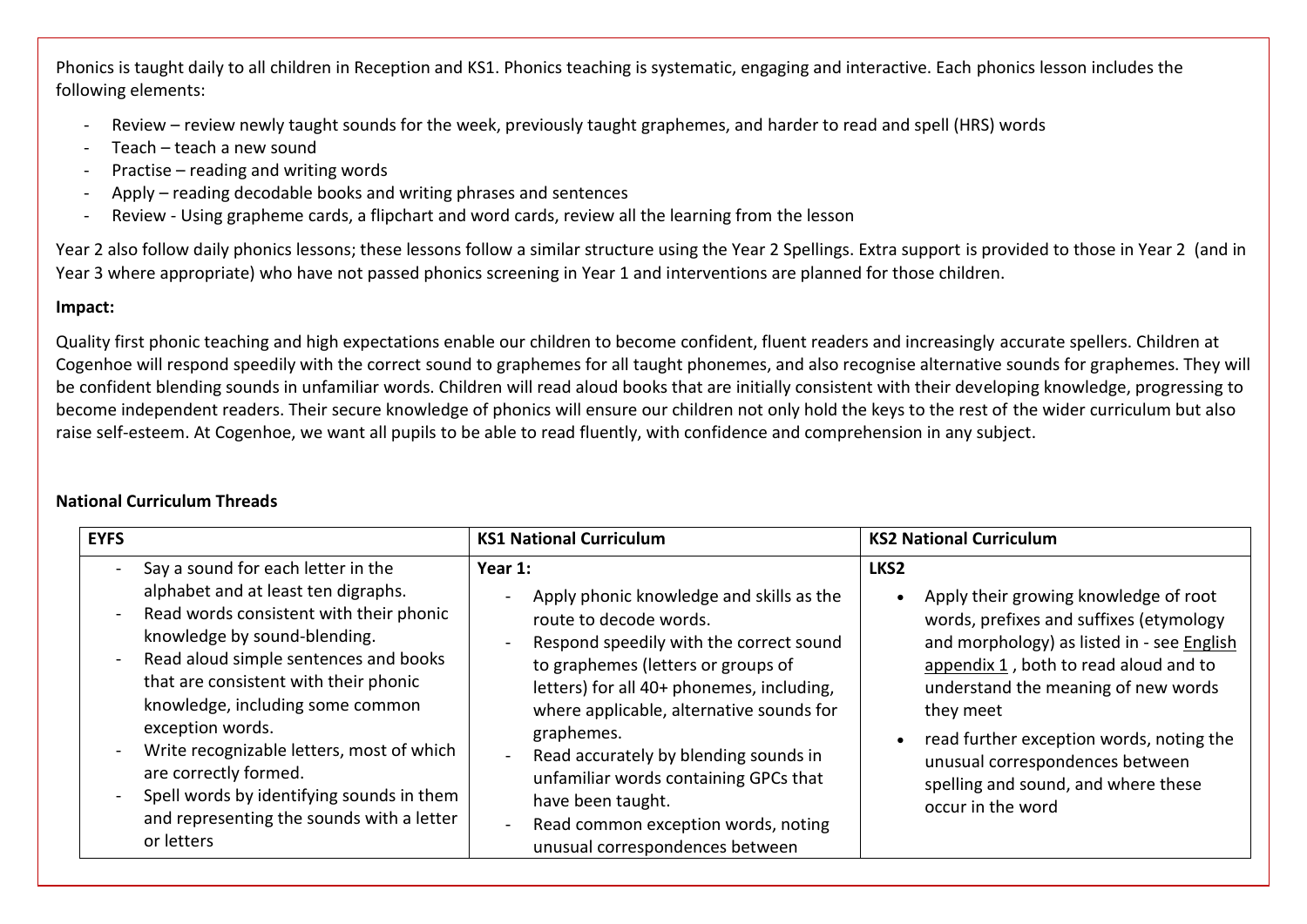Phonics is taught daily to all children in Reception and KS1. Phonics teaching is systematic, engaging and interactive. Each phonics lesson includes the following elements:

- Review – review newly taught sounds for the week, previously taught graphemes, and harder to read and spell (HRS) words
- Teach – teach a new sound
- Practise – reading and writing words
- Apply – reading decodable books and writing phrases and sentences
- Review - Using grapheme cards, a flipchart and word cards, review all the learning from the lesson

Year 2 also follow daily phonics lessons; these lessons follow a similar structure using the Year 2 Spellings. Extra support is provided to those in Year 2 (and in Year 3 where appropriate) who have not passed phonics screening in Year 1 and interventions are planned for those children.

**Impact:**

Quality first phonic teaching and high expectations enable our children to become confident, fluent readers and increasingly accurate spellers. Children at Cogenhoe will respond speedily with the correct sound to graphemes for all taught phonemes, and also recognise alternative sounds for graphemes. They will be confident blending sounds in unfamiliar words. Children will read aloud books that are initially consistent with their developing knowledge, progressing to become independent readers. Their secure knowledge of phonics will ensure our children not only hold the keys to the rest of the wider curriculum but also raise self-esteem. At Cogenhoe, we want all pupils to be able to read fluently, with confidence and comprehension in any subject.

**National Curriculum Threads**

| EYFS | KS1 National Curriculum | KS2 National Curriculum |
|---|---|---|
| - Say a sound for each letter in the alphabet and at least ten digraphs.<br>- Read words consistent with their phonic knowledge by sound-blending.<br>- Read aloud simple sentences and books that are consistent with their phonic knowledge, including some common exception words.<br>- Write recognizable letters, most of which are correctly formed.<br>- Spell words by identifying sounds in them and representing the sounds with a letter or letters | **Year 1:**<br>- Apply phonic knowledge and skills as the route to decode words.<br>- Respond speedily with the correct sound to graphemes (letters or groups of letters) for all 40+ phonemes, including, where applicable, alternative sounds for graphemes.<br>- Read accurately by blending sounds in unfamiliar words containing GPCs that have been taught.<br>- Read common exception words, noting unusual correspondences between | **LKS2**<br>• Apply their growing knowledge of root words, prefixes and suffixes (etymology and morphology) as listed in - see English appendix 1 , both to read aloud and to understand the meaning of new words they meet<br>• read further exception words, noting the unusual correspondences between spelling and sound, and where these occur in the word |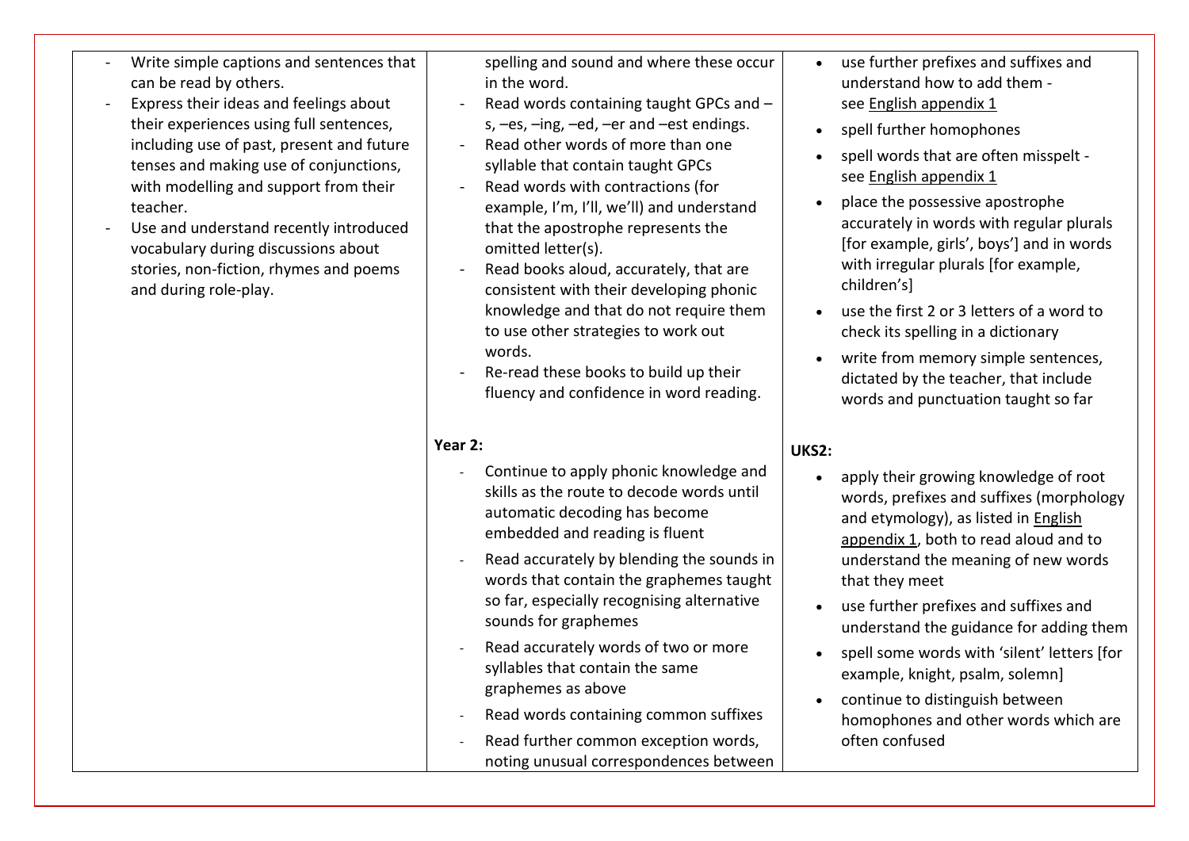| | | |
|---|---|---|
| - Write simple captions and sentences that can be read by others.<br>- Express their ideas and feelings about their experiences using full sentences, including use of past, present and future tenses and making use of conjunctions, with modelling and support from their teacher.<br>- Use and understand recently introduced vocabulary during discussions about stories, non-fiction, rhymes and poems and during role-play. | spelling and sound and where these occur in the word.<br>- Read words containing taught GPCs and –s, –es, –ing, –ed, –er and –est endings.<br>- Read other words of more than one syllable that contain taught GPCs<br>- Read words with contractions (for example, I'm, I'll, we'll) and understand that the apostrophe represents the omitted letter(s).<br>- Read books aloud, accurately, that are consistent with their developing phonic knowledge and that do not require them to use other strategies to work out words.<br>- Re-read these books to build up their fluency and confidence in word reading.<br><br>**Year 2:**<br>- Continue to apply phonic knowledge and skills as the route to decode words until automatic decoding has become embedded and reading is fluent<br>- Read accurately by blending the sounds in words that contain the graphemes taught so far, especially recognising alternative sounds for graphemes<br>- Read accurately words of two or more syllables that contain the same graphemes as above<br>- Read words containing common suffixes<br>- Read further common exception words, noting unusual correspondences between | • use further prefixes and suffixes and understand how to add them - see English appendix 1<br>• spell further homophones<br>• spell words that are often misspelt - see English appendix 1<br>• place the possessive apostrophe accurately in words with regular plurals [for example, girls', boys'] and in words with irregular plurals [for example, children's]<br>• use the first 2 or 3 letters of a word to check its spelling in a dictionary<br>• write from memory simple sentences, dictated by the teacher, that include words and punctuation taught so far<br><br>**UKS2:**<br>• apply their growing knowledge of root words, prefixes and suffixes (morphology and etymology), as listed in English appendix 1, both to read aloud and to understand the meaning of new words that they meet<br>• use further prefixes and suffixes and understand the guidance for adding them<br>• spell some words with 'silent' letters [for example, knight, psalm, solemn]<br>• continue to distinguish between homophones and other words which are often confused |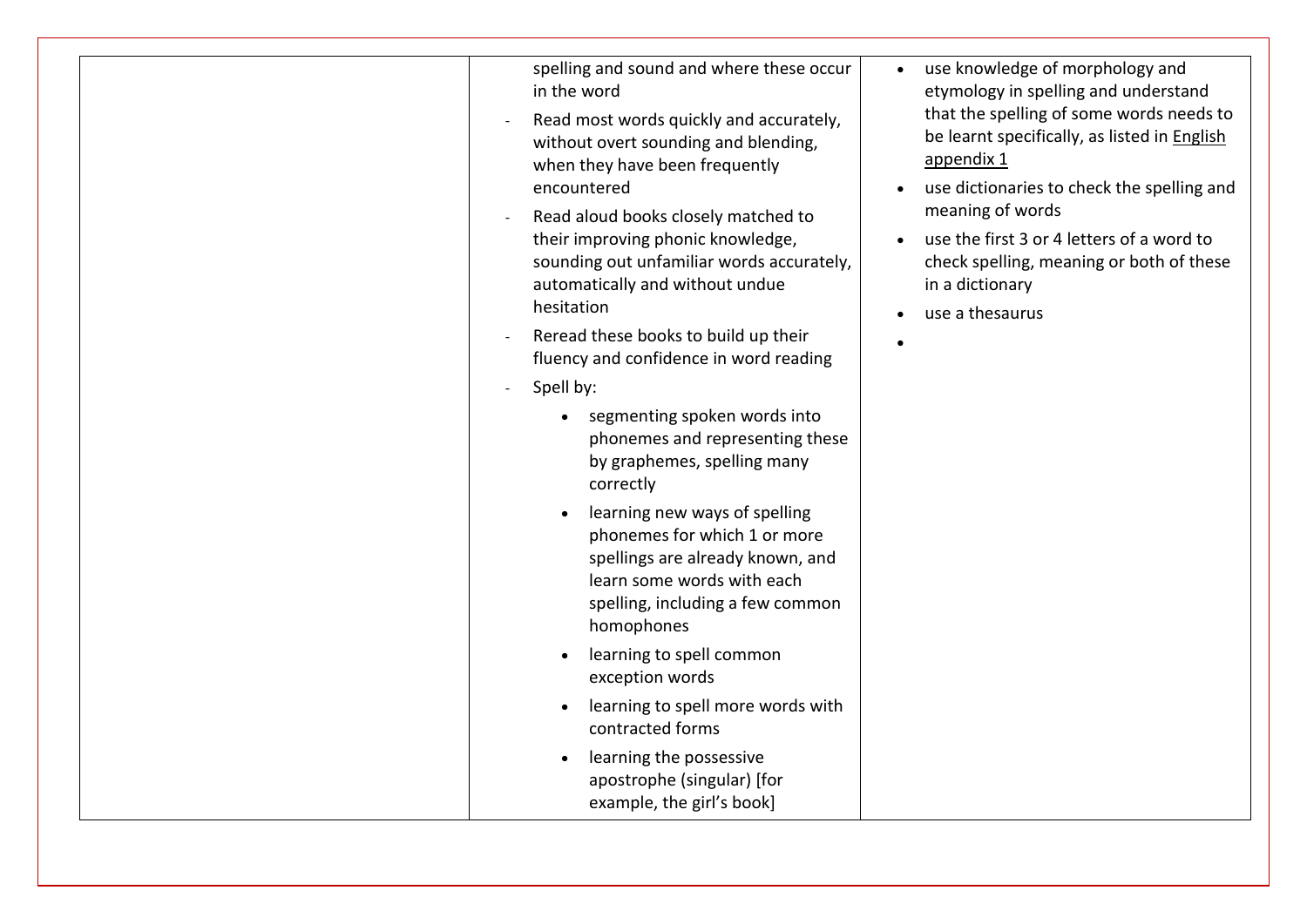|  |  |  |
|---|---|---|
|  | spelling and sound and where these occur in the word<br>- Read most words quickly and accurately, without overt sounding and blending, when they have been frequently encountered<br>- Read aloud books closely matched to their improving phonic knowledge, sounding out unfamiliar words accurately, automatically and without undue hesitation<br>- Reread these books to build up their fluency and confidence in word reading<br>- Spell by:<br>  • segmenting spoken words into phonemes and representing these by graphemes, spelling many correctly<br>  • learning new ways of spelling phonemes for which 1 or more spellings are already known, and learn some words with each spelling, including a few common homophones<br>  • learning to spell common exception words<br>  • learning to spell more words with contracted forms<br>  • learning the possessive apostrophe (singular) [for example, the girl's book] | • use knowledge of morphology and etymology in spelling and understand that the spelling of some words needs to be learnt specifically, as listed in English appendix 1<br>• use dictionaries to check the spelling and meaning of words<br>• use the first 3 or 4 letters of a word to check spelling, meaning or both of these in a dictionary<br>• use a thesaurus<br>• |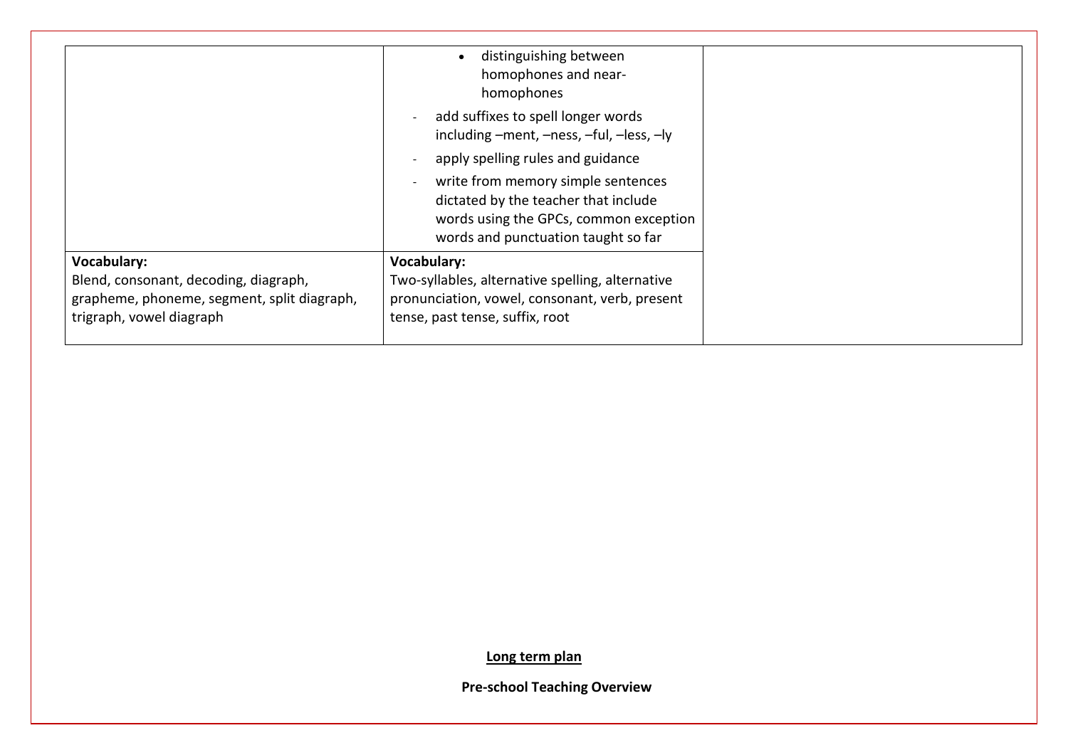|  |  |  |
|---|---|---|
|  | • distinguishing between homophones and near-homophones<br>- add suffixes to spell longer words including –ment, –ness, –ful, –less, –ly<br>- apply spelling rules and guidance<br>- write from memory simple sentences dictated by the teacher that include words using the GPCs, common exception words and punctuation taught so far |  |
| **Vocabulary:**<br>Blend, consonant, decoding, diagraph, grapheme, phoneme, segment, split diagraph, trigraph, vowel diagraph | **Vocabulary:**<br>Two-syllables, alternative spelling, alternative pronunciation, vowel, consonant, verb, present tense, past tense, suffix, root |  |

**<u>Long term plan</u>**

**Pre-school Teaching Overview**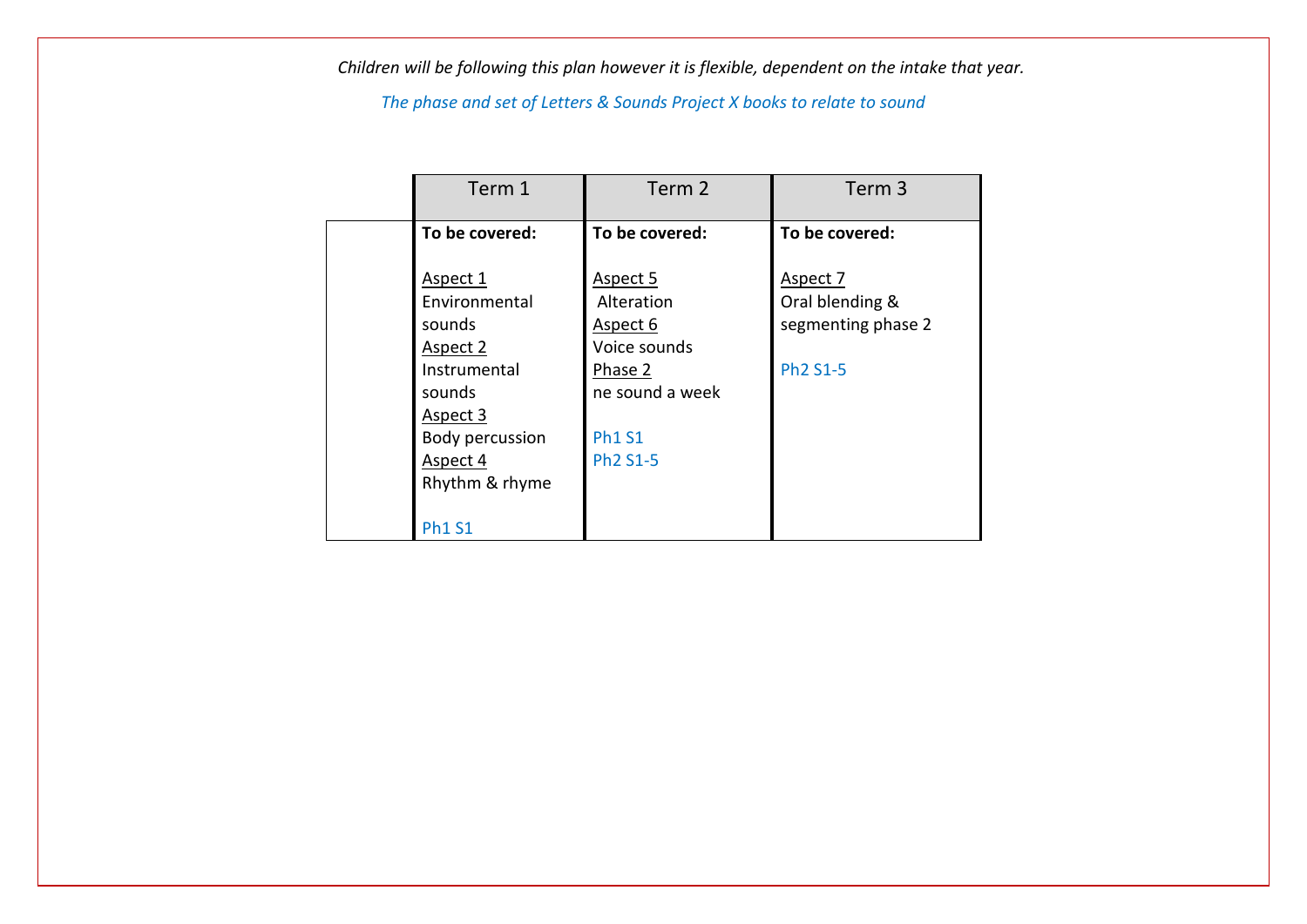*Children will be following this plan however it is flexible, dependent on the intake that year.*

*The phase and set of Letters & Sounds Project X books to relate to sound*

| | Term 1 | Term 2 | Term 3 |
|---|---|---|---|
| | **To be covered:**<br><br>Aspect 1<br>Environmental sounds<br>Aspect 2<br>Instrumental sounds<br>Aspect 3<br>Body percussion<br>Aspect 4<br>Rhythm & rhyme<br><br>Ph1 S1 | **To be covered:**<br><br>Aspect 5<br>Alteration<br>Aspect 6<br>Voice sounds<br>Phase 2<br>ne sound a week<br><br>Ph1 S1<br>Ph2 S1-5 | **To be covered:**<br><br>Aspect 7<br>Oral blending & segmenting phase 2<br><br>Ph2 S1-5 |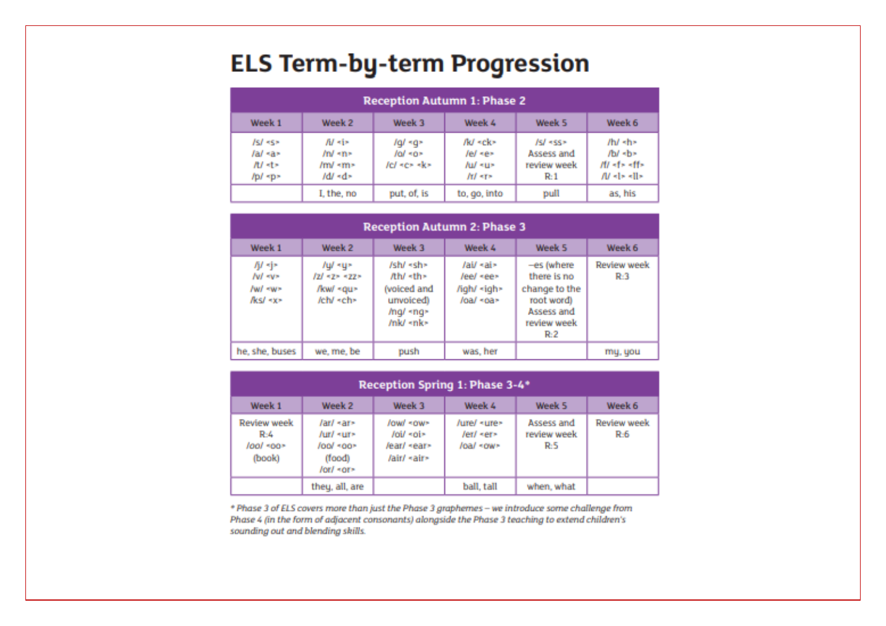# ELS Term-by-term Progression

| Reception Autumn 1: Phase 2 | | | | | |
|---|---|---|---|---|---|
| **Week 1** | **Week 2** | **Week 3** | **Week 4** | **Week 5** | **Week 6** |
| /s/ ‹s› /a/ ‹a› /t/ ‹t› /p/ ‹p› | /i/ ‹i› /n/ ‹n› /m/ ‹m› /d/ ‹d› | /g/ ‹g› /o/ ‹o› /c/ ‹c› ‹k› | /k/ ‹ck› /e/ ‹e› /u/ ‹u› /r/ ‹r› | /s/ ‹ss› Assess and review week R:1 | /h/ ‹h› /b/ ‹b› /f/ ‹f› ‹ff› /l/ ‹l› ‹ll› |
| | I, the, no | put, of, is | to, go, into | pull | as, his |

| Reception Autumn 2: Phase 3 | | | | | |
|---|---|---|---|---|---|
| **Week 1** | **Week 2** | **Week 3** | **Week 4** | **Week 5** | **Week 6** |
| /j/ ‹j› /v/ ‹v› /w/ ‹w› /ks/ ‹x› | /y/ ‹y› /z/ ‹z› ‹zz› /kw/ ‹qu› /ch/ ‹ch› | /sh/ ‹sh› /th/ ‹th› (voiced and unvoiced) /ng/ ‹ng› /nk/ ‹nk› | /ai/ ‹ai› /ee/ ‹ee› /igh/ ‹igh› /oa/ ‹oa› | –es (where there is no change to the root word) Assess and review week R:2 | Review week R:3 |
| he, she, buses | we, me, be | push | was, her | | my, you |

| Reception Spring 1: Phase 3-4* | | | | | |
|---|---|---|---|---|---|
| **Week 1** | **Week 2** | **Week 3** | **Week 4** | **Week 5** | **Week 6** |
| Review week R:4 /oo/ ‹oo› (book) | /ar/ ‹ar› /ur/ ‹ur› /oo/ ‹oo› (food) /or/ ‹or› | /ow/ ‹ow› /oi/ ‹oi› /ear/ ‹ear› /air/ ‹air› | /ure/ ‹ure› /er/ ‹er› /oa/ ‹ow› | Assess and review week R:5 | Review week R:6 |
| | they, all, are | | ball, tall | when, what | |

*\* Phase 3 of ELS covers more than just the Phase 3 graphemes – we introduce some challenge from Phase 4 (in the form of adjacent consonants) alongside the Phase 3 teaching to extend children's sounding out and blending skills.*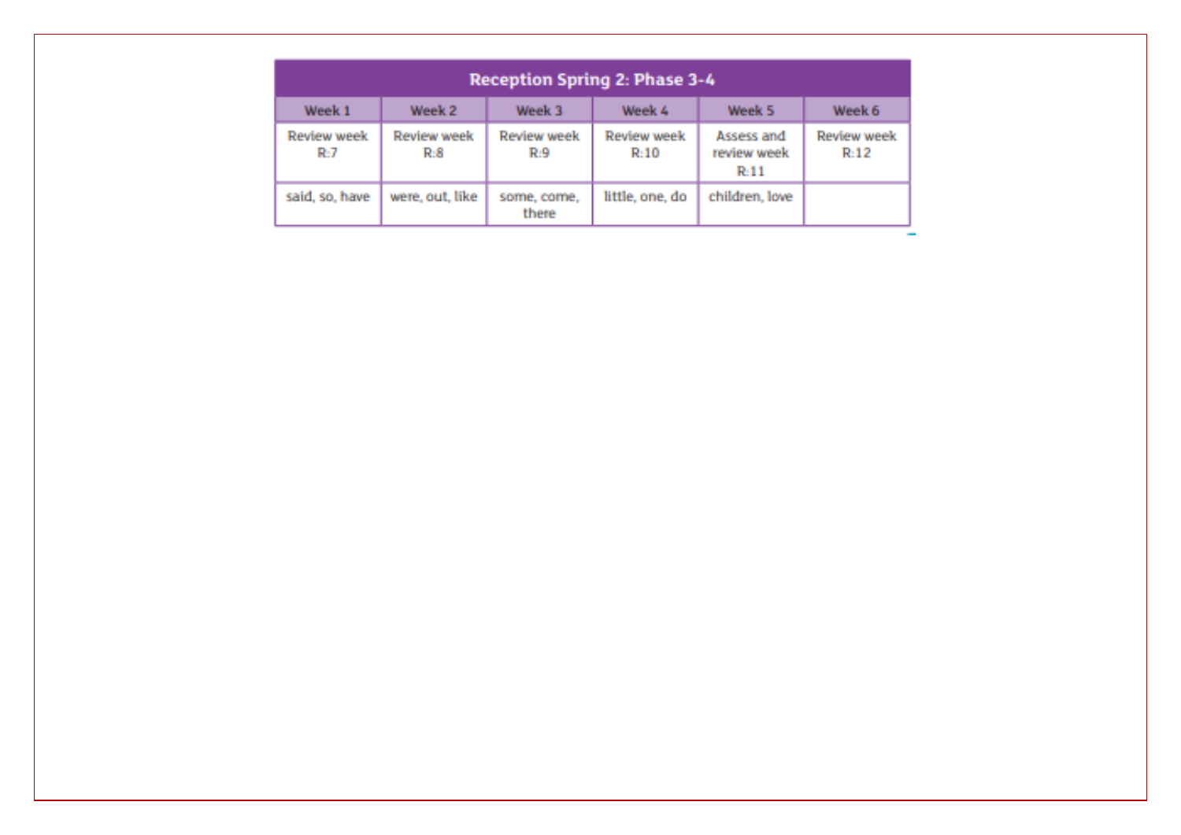| Reception Spring 2: Phase 3-4 | | | | | |
|---|---|---|---|---|---|
| Week 1 | Week 2 | Week 3 | Week 4 | Week 5 | Week 6 |
| Review week R:7 | Review week R:8 | Review week R:9 | Review week R:10 | Assess and review week R:11 | Review week R:12 |
| said, so, have | were, out, like | some, come, there | little, one, do | children, love | |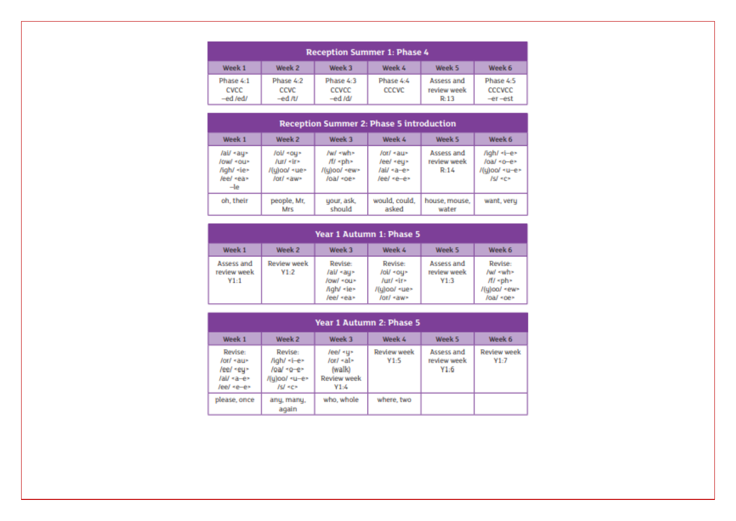| Reception Summer 1: Phase 4 | | | | | |
|---|---|---|---|---|---|
| Week 1 | Week 2 | Week 3 | Week 4 | Week 5 | Week 6 |
| Phase 4:1<br>CVCC<br>–ed /ed/ | Phase 4:2<br>CCVC<br>–ed /t/ | Phase 4:3<br>CCVCC<br>–ed /d/ | Phase 4:4<br>CCCVC | Assess and review week<br>R:13 | Phase 4:5<br>CCCVCC<br>–er –est |

| Reception Summer 2: Phase 5 introduction | | | | | |
|---|---|---|---|---|---|
| Week 1 | Week 2 | Week 3 | Week 4 | Week 5 | Week 6 |
| /ai/ <ay><br>/ow/ <ou><br>/igh/ <ie><br>/ee/ <ea><br>–le | /oi/ <oy><br>/ur/ <ir><br>/(y)oo/ <ue><br>/or/ <aw> | /w/ <wh><br>/f/ <ph><br>/(y)oo/ <ew><br>/oa/ <oe> | /or/ <au><br>/ee/ <ey><br>/ai/ <a–e><br>/ee/ <e–e> | Assess and review week<br>R:14 | /igh/ <i–e><br>/oa/ <o–e><br>/(y)oo/ <u–e><br>/s/ <c> |
| oh, their | people, Mr, Mrs | your, ask, should | would, could, asked | house, mouse, water | want, very |

| Year 1 Autumn 1: Phase 5 | | | | | |
|---|---|---|---|---|---|
| Week 1 | Week 2 | Week 3 | Week 4 | Week 5 | Week 6 |
| Assess and review week<br>Y1:1 | Review week<br>Y1:2 | Revise:<br>/ai/ <ay><br>/ow/ <ou><br>/igh/ <ie><br>/ee/ <ea> | Revise:<br>/oi/ <oy><br>/ur/ <ir><br>/(y)oo/ <ue><br>/or/ <aw> | Assess and review week<br>Y1:3 | Revise:<br>/w/ <wh><br>/f/ <ph><br>/(y)oo/ <ew><br>/oa/ <oe> |

| Year 1 Autumn 2: Phase 5 | | | | | |
|---|---|---|---|---|---|
| Week 1 | Week 2 | Week 3 | Week 4 | Week 5 | Week 6 |
| Revise:<br>/or/ <au><br>/ee/ <ey><br>/ai/ <a–e><br>/ee/ <e–e> | Revise:<br>/igh/ <i–e><br>/oa/ <o–e><br>/(y)oo/ <u–e><br>/s/ <c> | /ee/ <y><br>/or/ <al><br>(walk)<br>Review week<br>Y1:4 | Review week<br>Y1:5 | Assess and review week<br>Y1:6 | Review week<br>Y1:7 |
| please, once | any, many, again | who, whole | where, two | | |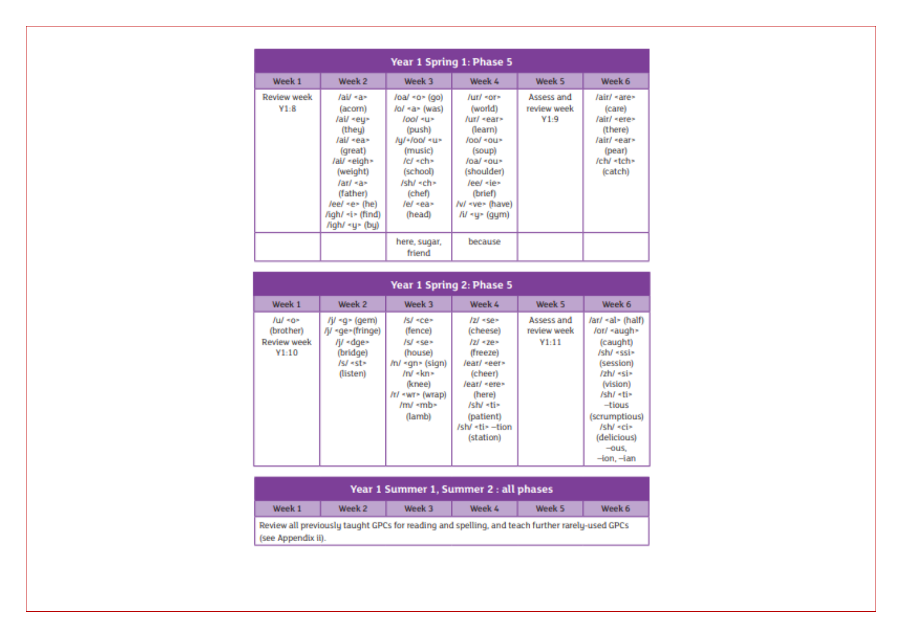## Year 1 Spring 1: Phase 5

| Week 1 | Week 2 | Week 3 | Week 4 | Week 5 | Week 6 |
|---|---|---|---|---|---|
| Review week Y1:8 | /ai/ ‹a› (acorn) /ai/ ‹ey› (they) /ai/ ‹ea› (great) /ai/ ‹eigh› (weight) /ar/ ‹a› (father) /ee/ ‹e› (he) /igh/ ‹i› (find) /igh/ ‹y› (by) | /oa/ ‹o› (go) /o/ ‹a› (was) /oo/ ‹u› (push) /y/+/oo/ ‹u› (music) /c/ ‹ch› (school) /sh/ ‹ch› (chef) /e/ ‹ea› (head) | /ur/ ‹or› (world) /ur/ ‹ear› (learn) /oo/ ‹ou› (soup) /oa/ ‹ou› (shoulder) /ee/ ‹ie› (brief) /v/ ‹ve› (have) /i/ ‹y› (gym) | Assess and review week Y1:9 | /air/ ‹are› (care) /air/ ‹ere› (there) /air/ ‹ear› (pear) /ch/ ‹tch› (catch) |
| | | here, sugar, friend | because | | |

## Year 1 Spring 2: Phase 5

| Week 1 | Week 2 | Week 3 | Week 4 | Week 5 | Week 6 |
|---|---|---|---|---|---|
| /u/ ‹o› (brother) Review week Y1:10 | /j/ ‹g› (gem) /j/ ‹ge› (fringe) /j/ ‹dge› (bridge) /s/ ‹st› (listen) | /s/ ‹ce› (fence) /s/ ‹se› (house) /n/ ‹gn› (sign) /n/ ‹kn› (knee) /r/ ‹wr› (wrap) /m/ ‹mb› (lamb) | /z/ ‹se› (cheese) /z/ ‹ze› (freeze) /ear/ ‹eer› (cheer) /ear/ ‹ere› (here) /sh/ ‹ti› (patient) /sh/ ‹ti› –tion (station) | Assess and review week Y1:11 | /ar/ ‹al› (half) /or/ ‹augh› (caught) /sh/ ‹ssi› (session) /zh/ ‹si› (vision) /sh/ ‹ti› –tious (scrumptious) /sh/ ‹ci› (delicious) –ous, –ion, –ian |

## Year 1 Summer 1, Summer 2 : all phases

| Week 1 | Week 2 | Week 3 | Week 4 | Week 5 | Week 6 |
|---|---|---|---|---|---|
| Review all previously taught GPCs for reading and spelling, and teach further rarely-used GPCs (see Appendix ii). | | | | | |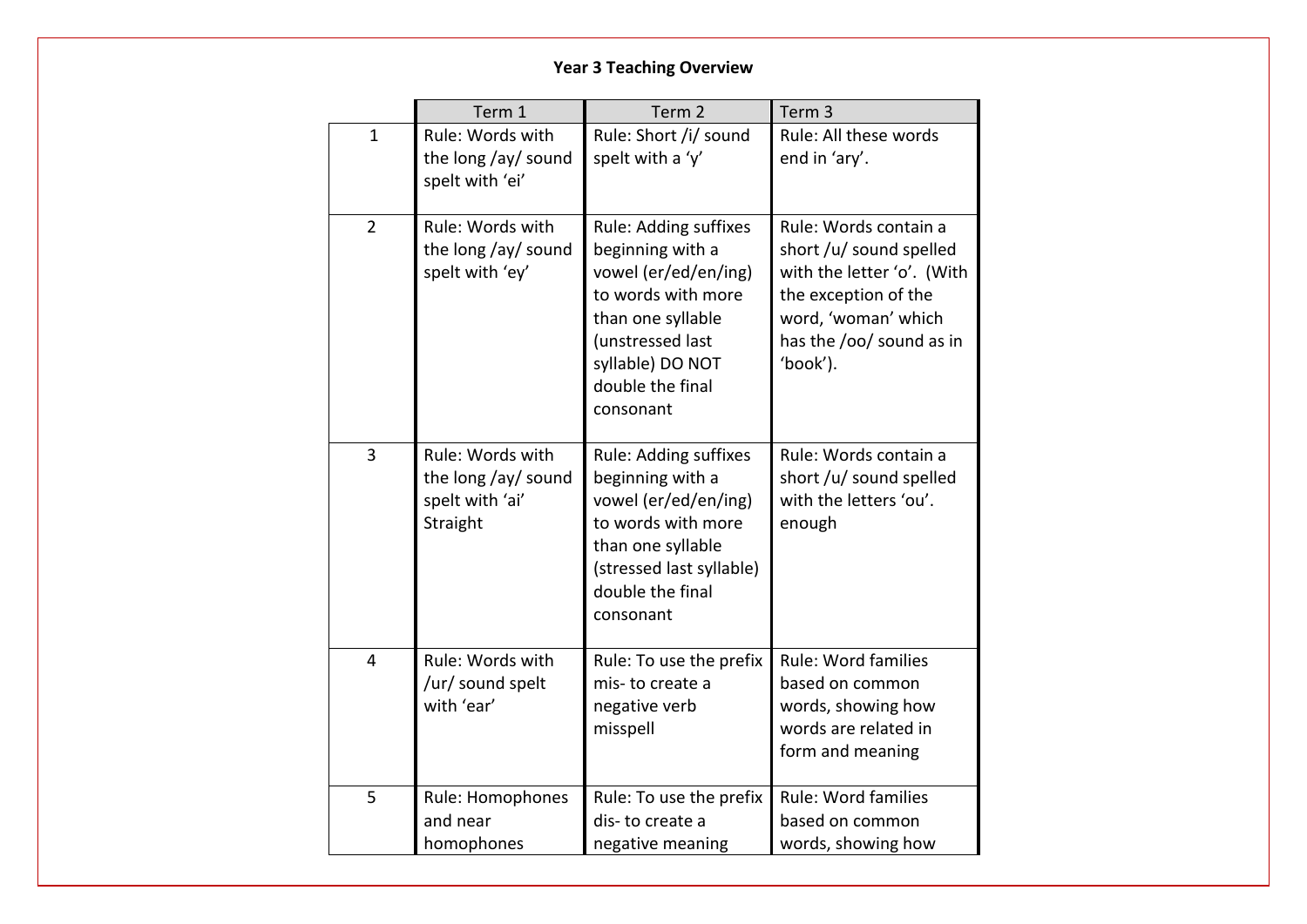**Year 3 Teaching Overview**

| | Term 1 | Term 2 | Term 3 |
|---|---|---|---|
| 1 | Rule: Words with the long /ay/ sound spelt with 'ei' | Rule: Short /i/ sound spelt with a 'y' | Rule: All these words end in 'ary'. |
| 2 | Rule: Words with the long /ay/ sound spelt with 'ey' | Rule: Adding suffixes beginning with a vowel (er/ed/en/ing) to words with more than one syllable (unstressed last syllable) DO NOT double the final consonant | Rule: Words contain a short /u/ sound spelled with the letter 'o'. (With the exception of the word, 'woman' which has the /oo/ sound as in 'book'). |
| 3 | Rule: Words with the long /ay/ sound spelt with 'ai' Straight | Rule: Adding suffixes beginning with a vowel (er/ed/en/ing) to words with more than one syllable (stressed last syllable) double the final consonant | Rule: Words contain a short /u/ sound spelled with the letters 'ou'. enough |
| 4 | Rule: Words with /ur/ sound spelt with 'ear' | Rule: To use the prefix mis- to create a negative verb misspell | Rule: Word families based on common words, showing how words are related in form and meaning |
| 5 | Rule: Homophones and near homophones | Rule: To use the prefix dis- to create a negative meaning | Rule: Word families based on common words, showing how |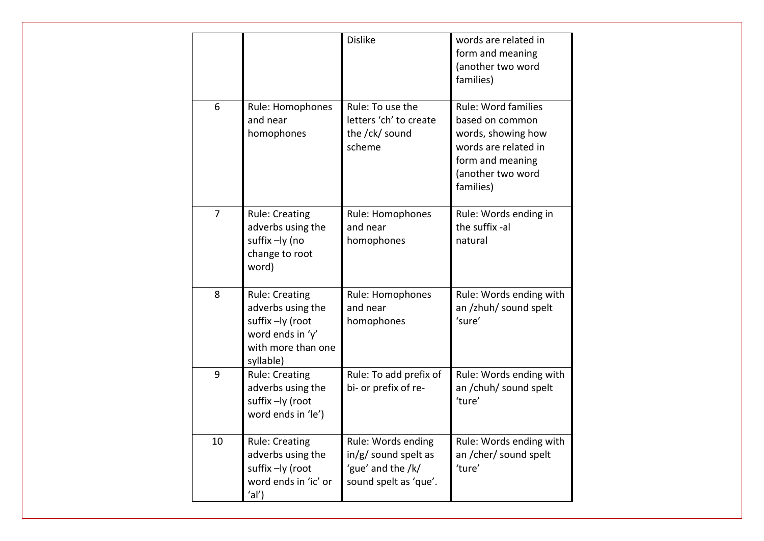| | | | |
|---|---|---|---|
| | | Dislike | words are related in form and meaning (another two word families) |
| 6 | Rule: Homophones and near homophones | Rule: To use the letters 'ch' to create the /ck/ sound scheme | Rule: Word families based on common words, showing how words are related in form and meaning (another two word families) |
| 7 | Rule: Creating adverbs using the suffix –ly (no change to root word) | Rule: Homophones and near homophones | Rule: Words ending in the suffix -al natural |
| 8 | Rule: Creating adverbs using the suffix –ly (root word ends in 'y' with more than one syllable) | Rule: Homophones and near homophones | Rule: Words ending with an /zhuh/ sound spelt 'sure' |
| 9 | Rule: Creating adverbs using the suffix –ly (root word ends in 'le') | Rule: To add prefix of bi- or prefix of re- | Rule: Words ending with an /chuh/ sound spelt 'ture' |
| 10 | Rule: Creating adverbs using the suffix –ly (root word ends in 'ic' or 'al') | Rule: Words ending in/g/ sound spelt as 'gue' and the /k/ sound spelt as 'que'. | Rule: Words ending with an /cher/ sound spelt 'ture' |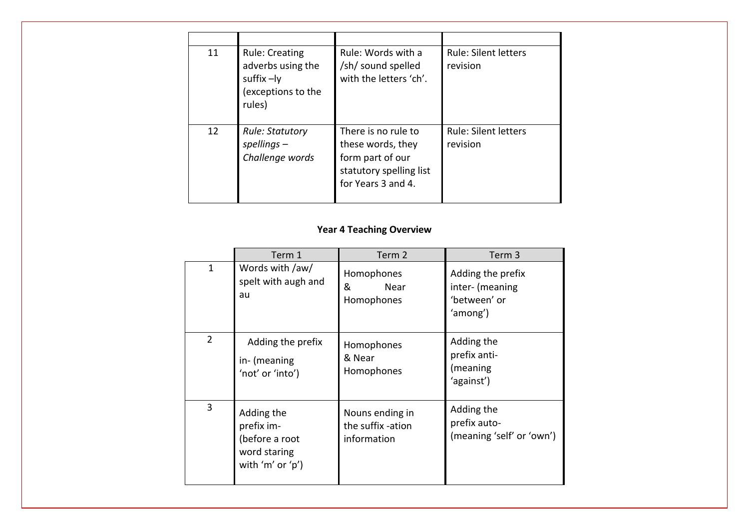| | | | |
|---|---|---|---|
| 11 | Rule: Creating adverbs using the suffix –ly (exceptions to the rules) | Rule: Words with a /sh/ sound spelled with the letters 'ch'. | Rule: Silent letters revision |
| 12 | *Rule: Statutory spellings – Challenge words* | There is no rule to these words, they form part of our statutory spelling list for Years 3 and 4. | Rule: Silent letters revision |

**Year 4 Teaching Overview**

| | Term 1 | Term 2 | Term 3 |
|---|---|---|---|
| 1 | Words with /aw/ spelt with augh and au | Homophones & Near Homophones | Adding the prefix inter- (meaning 'between' or 'among') |
| 2 | Adding the prefix in- (meaning 'not' or 'into') | Homophones & Near Homophones | Adding the prefix anti- (meaning 'against') |
| 3 | Adding the prefix im- (before a root word staring with 'm' or 'p') | Nouns ending in the suffix -ation information | Adding the prefix auto- (meaning 'self' or 'own') |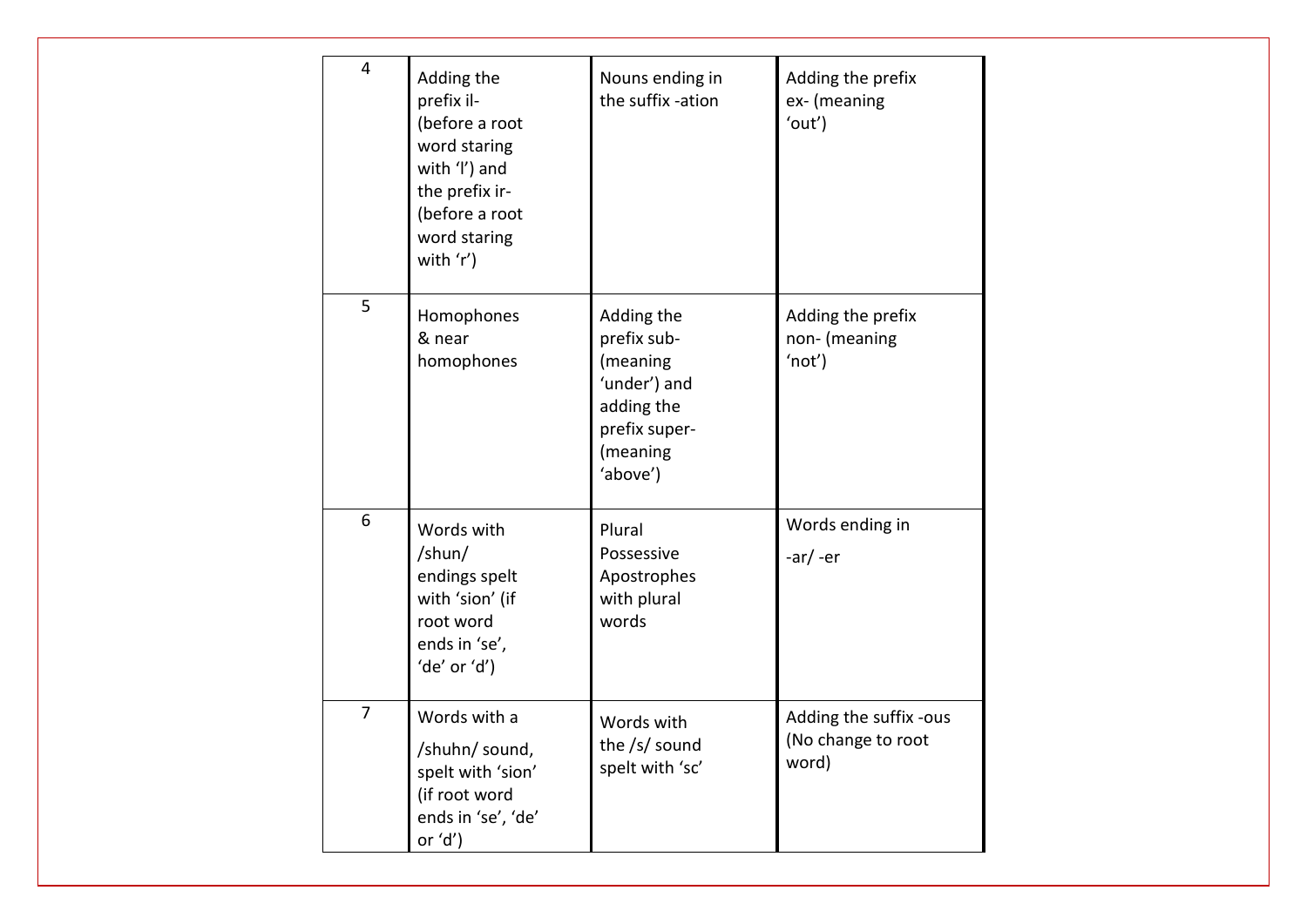| | | | |
|---|---|---|---|
| 4 | Adding the prefix il- (before a root word staring with 'l') and the prefix ir- (before a root word staring with 'r') | Nouns ending in the suffix -ation | Adding the prefix ex- (meaning 'out') |
| 5 | Homophones & near homophones | Adding the prefix sub- (meaning 'under') and adding the prefix super- (meaning 'above') | Adding the prefix non- (meaning 'not') |
| 6 | Words with /shun/ endings spelt with 'sion' (if root word ends in 'se', 'de' or 'd') | Plural Possessive Apostrophes with plural words | Words ending in -ar/ -er |
| 7 | Words with a /shuhn/ sound, spelt with 'sion' (if root word ends in 'se', 'de' or 'd') | Words with the /s/ sound spelt with 'sc' | Adding the suffix -ous (No change to root word) |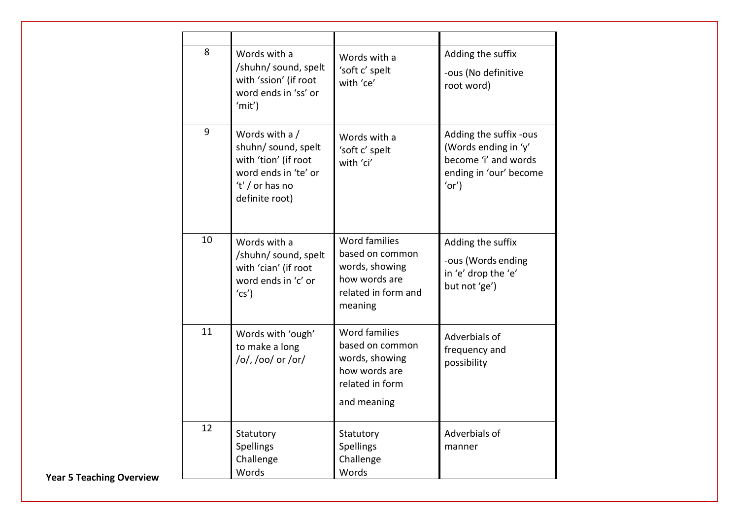| | | | |
|---|---|---|---|
| 8 | Words with a /shuhn/ sound, spelt with 'ssion' (if root word ends in 'ss' or 'mit') | Words with a 'soft c' spelt with 'ce' | Adding the suffix -ous (No definitive root word) |
| 9 | Words with a / shuhn/ sound, spelt with 'tion' (if root word ends in 'te' or 't' / or has no definite root) | Words with a 'soft c' spelt with 'ci' | Adding the suffix -ous (Words ending in 'y' become 'i' and words ending in 'our' become 'or') |
| 10 | Words with a /shuhn/ sound, spelt with 'cian' (if root word ends in 'c' or 'cs') | Word families based on common words, showing how words are related in form and meaning | Adding the suffix -ous (Words ending in 'e' drop the 'e' but not 'ge') |
| 11 | Words with 'ough' to make a long /o/, /oo/ or /or/ | Word families based on common words, showing how words are related in form and meaning | Adverbials of frequency and possibility |
| 12 | Statutory Spellings Challenge Words | Statutory Spellings Challenge Words | Adverbials of manner |

**Year 5 Teaching Overview**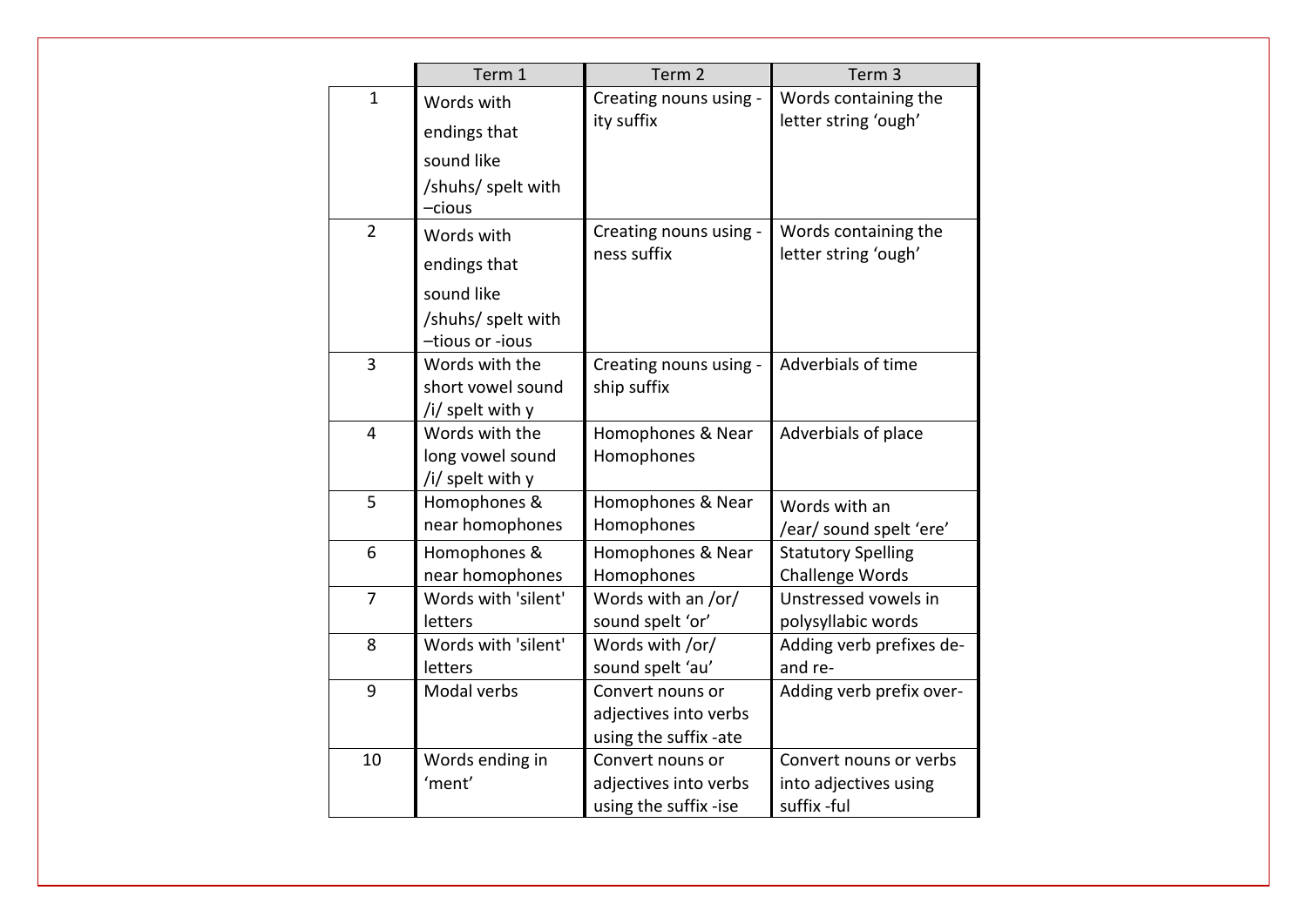| | Term 1 | Term 2 | Term 3 |
|---|---|---|---|
| 1 | Words with endings that sound like /shuhs/ spelt with –cious | Creating nouns using -ity suffix | Words containing the letter string 'ough' |
| 2 | Words with endings that sound like /shuhs/ spelt with –tious or -ious | Creating nouns using -ness suffix | Words containing the letter string 'ough' |
| 3 | Words with the short vowel sound /i/ spelt with y | Creating nouns using -ship suffix | Adverbials of time |
| 4 | Words with the long vowel sound /i/ spelt with y | Homophones & Near Homophones | Adverbials of place |
| 5 | Homophones & near homophones | Homophones & Near Homophones | Words with an /ear/ sound spelt 'ere' |
| 6 | Homophones & near homophones | Homophones & Near Homophones | Statutory Spelling Challenge Words |
| 7 | Words with 'silent' letters | Words with an /or/ sound spelt 'or' | Unstressed vowels in polysyllabic words |
| 8 | Words with 'silent' letters | Words with /or/ sound spelt 'au' | Adding verb prefixes de- and re- |
| 9 | Modal verbs | Convert nouns or adjectives into verbs using the suffix -ate | Adding verb prefix over- |
| 10 | Words ending in 'ment' | Convert nouns or adjectives into verbs using the suffix -ise | Convert nouns or verbs into adjectives using suffix -ful |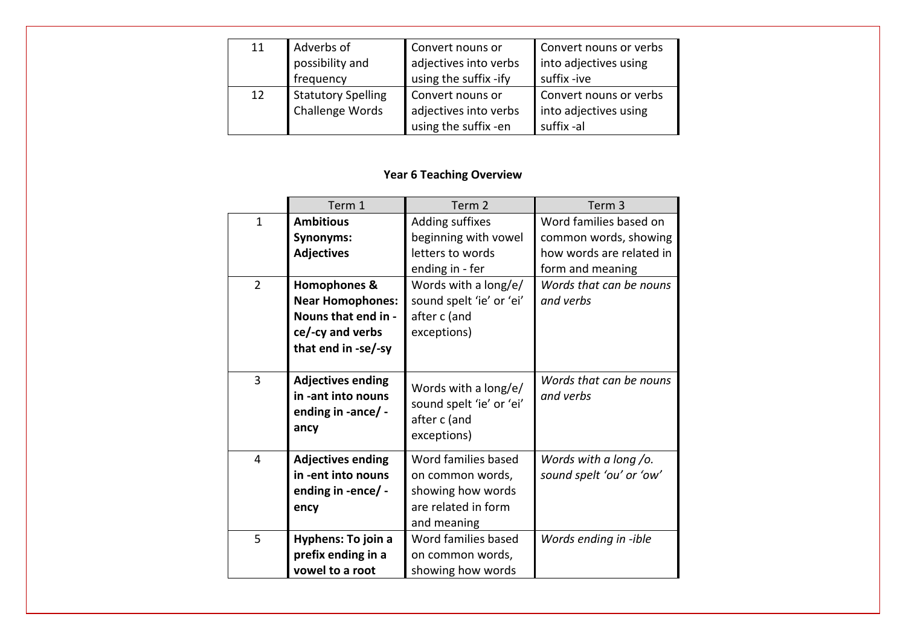| 11 | Adverbs of possibility and frequency | Convert nouns or adjectives into verbs using the suffix -ify | Convert nouns or verbs into adjectives using suffix -ive |
|---|---|---|---|
| 12 | Statutory Spelling Challenge Words | Convert nouns or adjectives into verbs using the suffix -en | Convert nouns or verbs into adjectives using suffix -al |

**Year 6 Teaching Overview**

| | Term 1 | Term 2 | Term 3 |
|---|---|---|---|
| 1 | **Ambitious Synonyms: Adjectives** | Adding suffixes beginning with vowel letters to words ending in - fer | Word families based on common words, showing how words are related in form and meaning |
| 2 | **Homophones & Near Homophones: Nouns that end in -ce/-cy and verbs that end in -se/-sy** | Words with a long/e/ sound spelt 'ie' or 'ei' after c (and exceptions) | *Words that can be nouns and verbs* |
| 3 | **Adjectives ending in -ant into nouns ending in -ance/ -ancy** | Words with a long/e/ sound spelt 'ie' or 'ei' after c (and exceptions) | *Words that can be nouns and verbs* |
| 4 | **Adjectives ending in -ent into nouns ending in -ence/ -ency** | Word families based on common words, showing how words are related in form and meaning | *Words with a long /o. sound spelt 'ou' or 'ow'* |
| 5 | **Hyphens: To join a prefix ending in a vowel to a root** | Word families based on common words, showing how words | *Words ending in -ible* |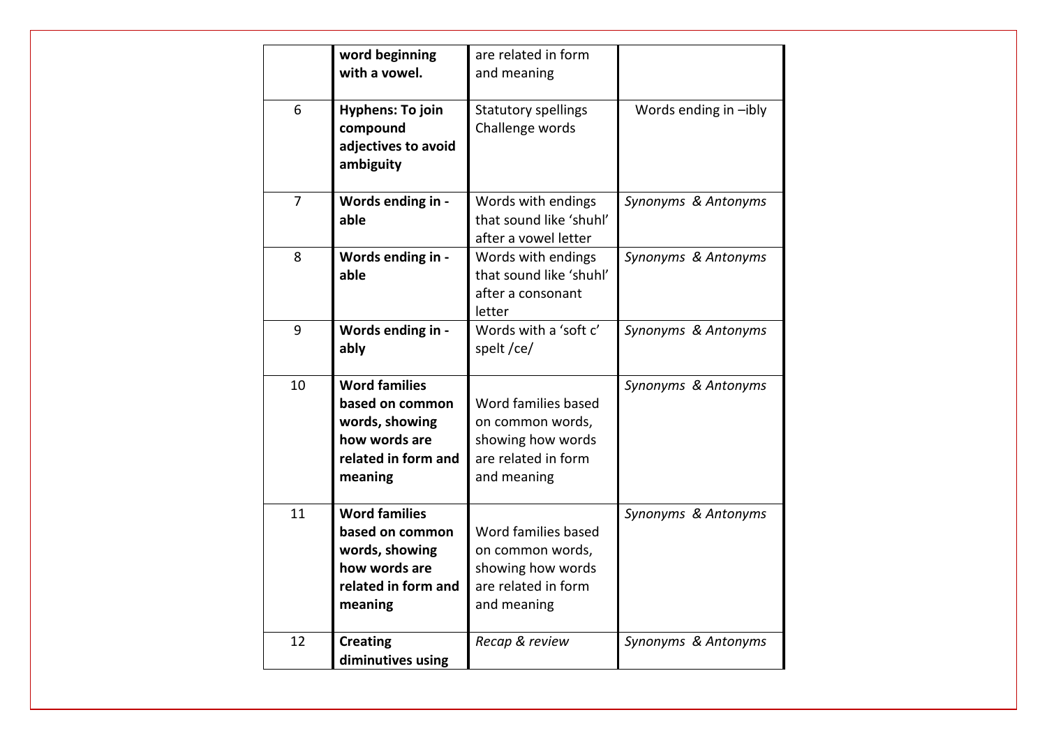| | | | |
|---|---|---|---|
| | **word beginning with a vowel.** | are related in form and meaning | |
| 6 | **Hyphens: To join compound adjectives to avoid ambiguity** | Statutory spellings Challenge words | Words ending in –ibly |
| 7 | **Words ending in -able** | Words with endings that sound like 'shuhl' after a vowel letter | *Synonyms & Antonyms* |
| 8 | **Words ending in -able** | Words with endings that sound like 'shuhl' after a consonant letter | *Synonyms & Antonyms* |
| 9 | **Words ending in -ably** | Words with a 'soft c' spelt /ce/ | *Synonyms & Antonyms* |
| 10 | **Word families based on common words, showing how words are related in form and meaning** | Word families based on common words, showing how words are related in form and meaning | *Synonyms & Antonyms* |
| 11 | **Word families based on common words, showing how words are related in form and meaning** | Word families based on common words, showing how words are related in form and meaning | *Synonyms & Antonyms* |
| 12 | **Creating diminutives using** | *Recap & review* | *Synonyms & Antonyms* |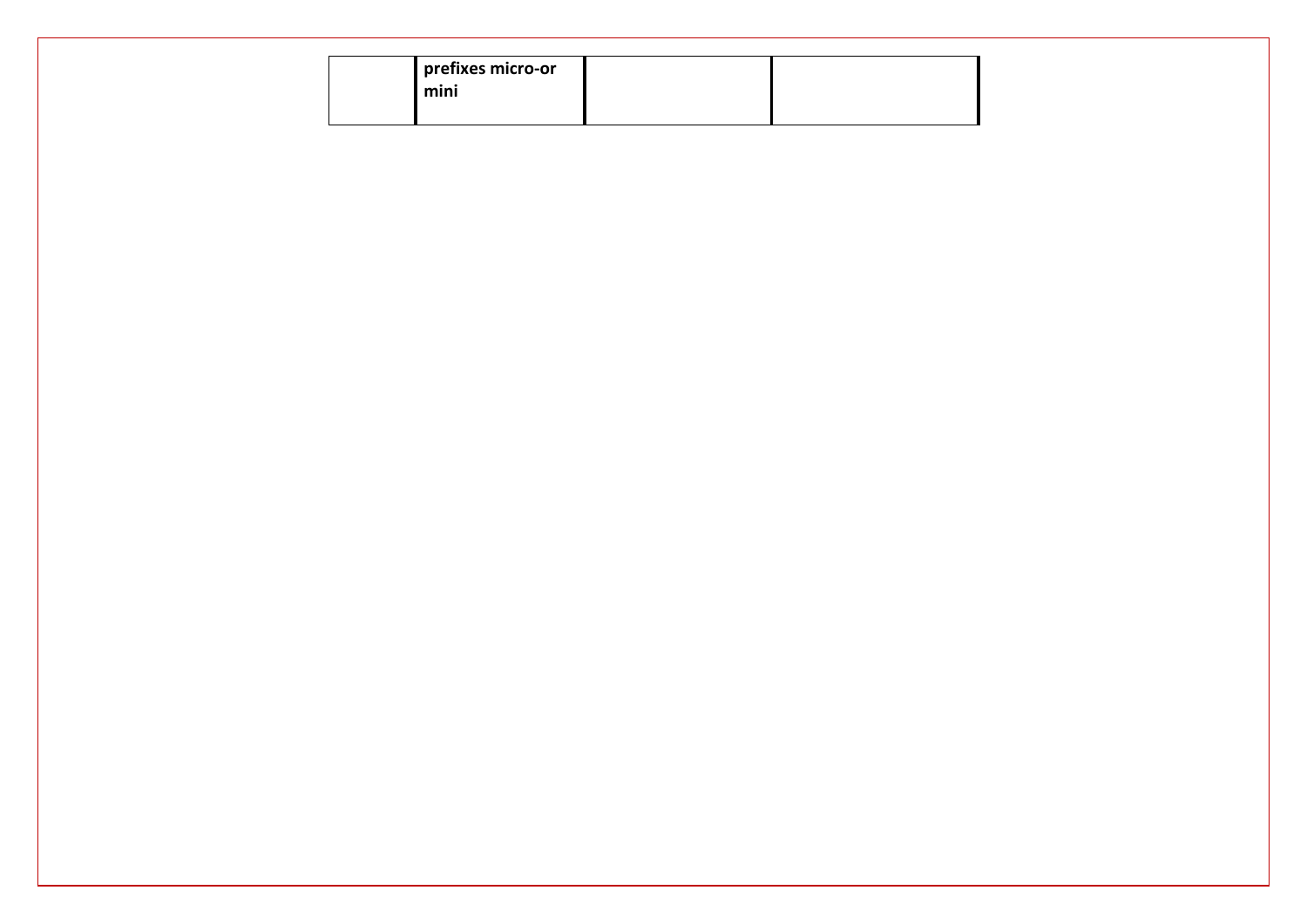| | | | |
|---|---|---|---|
| | **prefixes micro-or mini** | | |